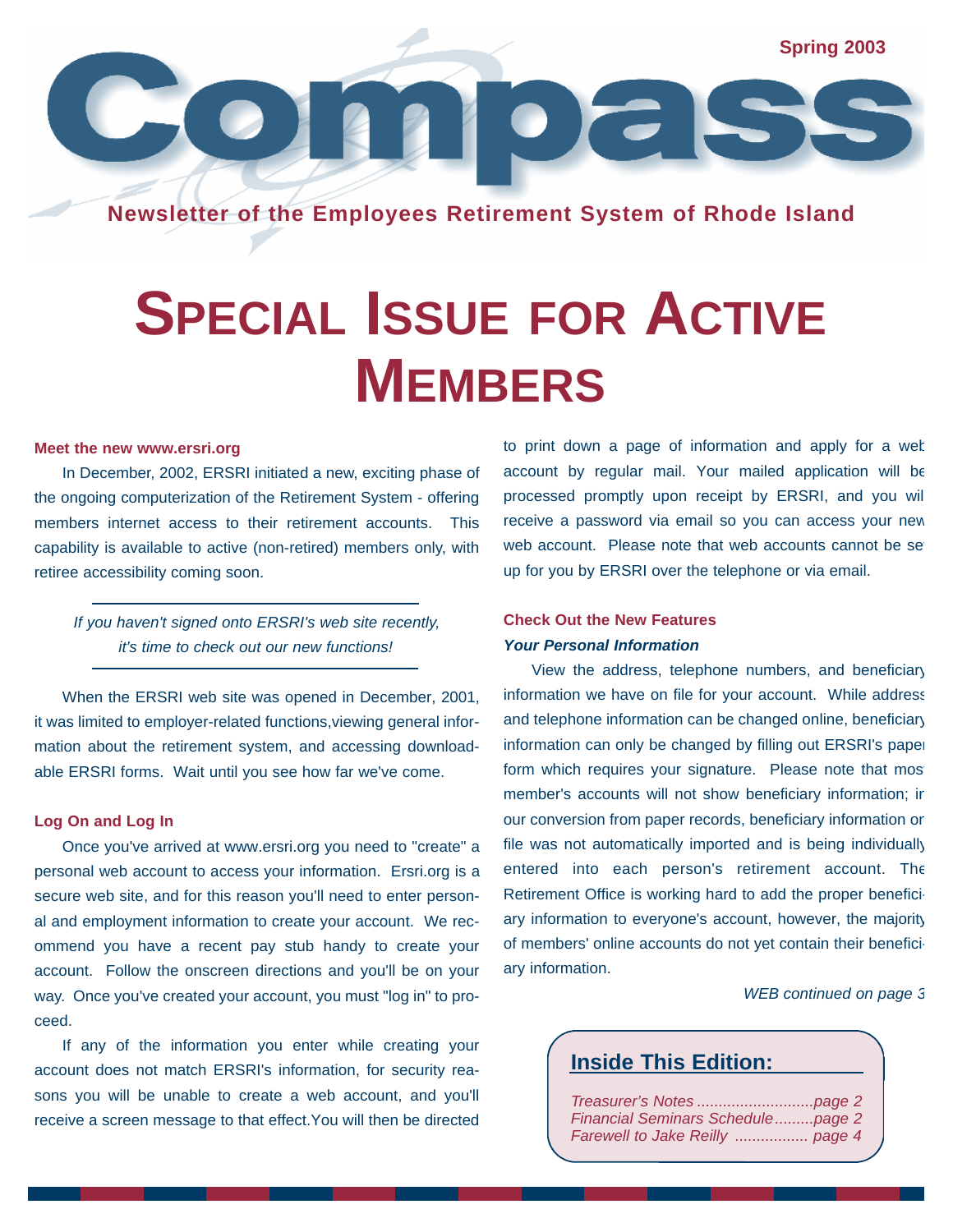# Compass

**Spring 2003**

**Newsletter of the Employees Retirement System of Rhode Island**

# SPECIAL ISSUE FOR ACTIVE MEMBERS

### Meet the new www.ersri.org

In December, 2002, ERSRI initiated a new, exciting phase of the ongoing computerization of the Retirement System - offering members internet access to their retirement accounts. This capability is available to active (non-retired) members only, with retiree accessibility coming soon.

---

*If you haven't signed onto ERSRI's web site recently, it's time to check out our new functions!*

---

When the ERSRI web site was opened in December, 2001, it was limited to employer-related functions,viewing general information about the retirement system, and accessing downloadable ERSRI forms. Wait until you see how far we've come.

### Log On and Log In

Once you've arrived at www.ersri.org you need to "create" a personal web account to access your information. Ersri.org is a secure web site, and for this reason you'll need to enter personal and employment information to create your account. We recommend you have a recent pay stub handy to create your account. Follow the onscreen directions and you'll be on your way. Once you've created your account, you must "log in" to proceed.

If any of the information you enter while creating your account does not match ERSRI's information, for security reasons you will be unable to create a web account, and you'll receive a screen message to that effect.You will then be directed to print down a page of information and apply for a web account by regular mail. Your mailed application will be processed promptly upon receipt by ERSRI, and you will receive a password via email so you can access your new web account. Please note that web accounts cannot be set up for you by ERSRI over the telephone or via email.

### Check Out the New Features

***Your Personal Information***

View the address, telephone numbers, and beneficiary information we have on file for your account. While address and telephone information can be changed online, beneficiary information can only be changed by filling out ERSRI's paper form which requires your signature. Please note that most member's accounts will not show beneficiary information; in our conversion from paper records, beneficiary information on file was not automatically imported and is being individually entered into each person's retirement account. The Retirement Office is working hard to add the proper beneficiary information to everyone's account, however, the majority of members' online accounts do not yet contain their beneficiary information.

*WEB continued on page 3*

### Inside This Edition:

*Treasurer's Notes ...........................page 2*
*Financial Seminars Schedule.........page 2*
*Farewell to Jake Reilly ................. page 4*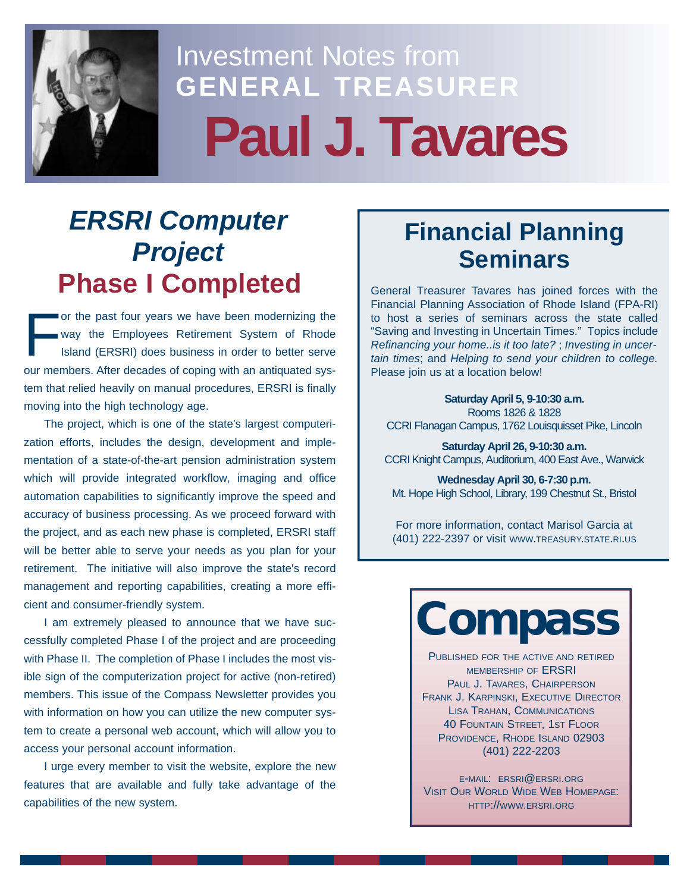# Investment Notes from GENERAL TREASURER Paul J. Tavares

## *ERSRI Computer Project*
## Phase I Completed

For the past four years we have been modernizing the way the Employees Retirement System of Rhode Island (ERSRI) does business in order to better serve our members. After decades of coping with an antiquated system that relied heavily on manual procedures, ERSRI is finally moving into the high technology age.

The project, which is one of the state's largest computerization efforts, includes the design, development and implementation of a state-of-the-art pension administration system which will provide integrated workflow, imaging and office automation capabilities to significantly improve the speed and accuracy of business processing. As we proceed forward with the project, and as each new phase is completed, ERSRI staff will be better able to serve your needs as you plan for your retirement. The initiative will also improve the state's record management and reporting capabilities, creating a more efficient and consumer-friendly system.

I am extremely pleased to announce that we have successfully completed Phase I of the project and are proceeding with Phase II. The completion of Phase I includes the most visible sign of the computerization project for active (non-retired) members. This issue of the Compass Newsletter provides you with information on how you can utilize the new computer system to create a personal web account, which will allow you to access your personal account information.

I urge every member to visit the website, explore the new features that are available and fully take advantage of the capabilities of the new system.

## Financial Planning Seminars

General Treasurer Tavares has joined forces with the Financial Planning Association of Rhode Island (FPA-RI) to host a series of seminars across the state called "Saving and Investing in Uncertain Times." Topics include *Refinancing your home..is it too late?* ; *Investing in uncertain times*; and *Helping to send your children to college.* Please join us at a location below!

**Saturday April 5, 9-10:30 a.m.**
Rooms 1826 & 1828
CCRI Flanagan Campus, 1762 Louisquisset Pike, Lincoln

**Saturday April 26, 9-10:30 a.m.**
CCRI Knight Campus, Auditorium, 400 East Ave., Warwick

**Wednesday April 30, 6-7:30 p.m.**
Mt. Hope High School, Library, 199 Chestnut St., Bristol

For more information, contact Marisol Garcia at (401) 222-2397 or visit www.treasury.state.ri.us

## Compass

Published for the active and retired membership of ERSRI
Paul J. Tavares, Chairperson
Frank J. Karpinski, Executive Director
Lisa Trahan, Communications
40 Fountain Street, 1st Floor
Providence, Rhode Island 02903
(401) 222-2203

E-mail: ersri@ersri.org
Visit Our World Wide Web Homepage:
http://www.ersri.org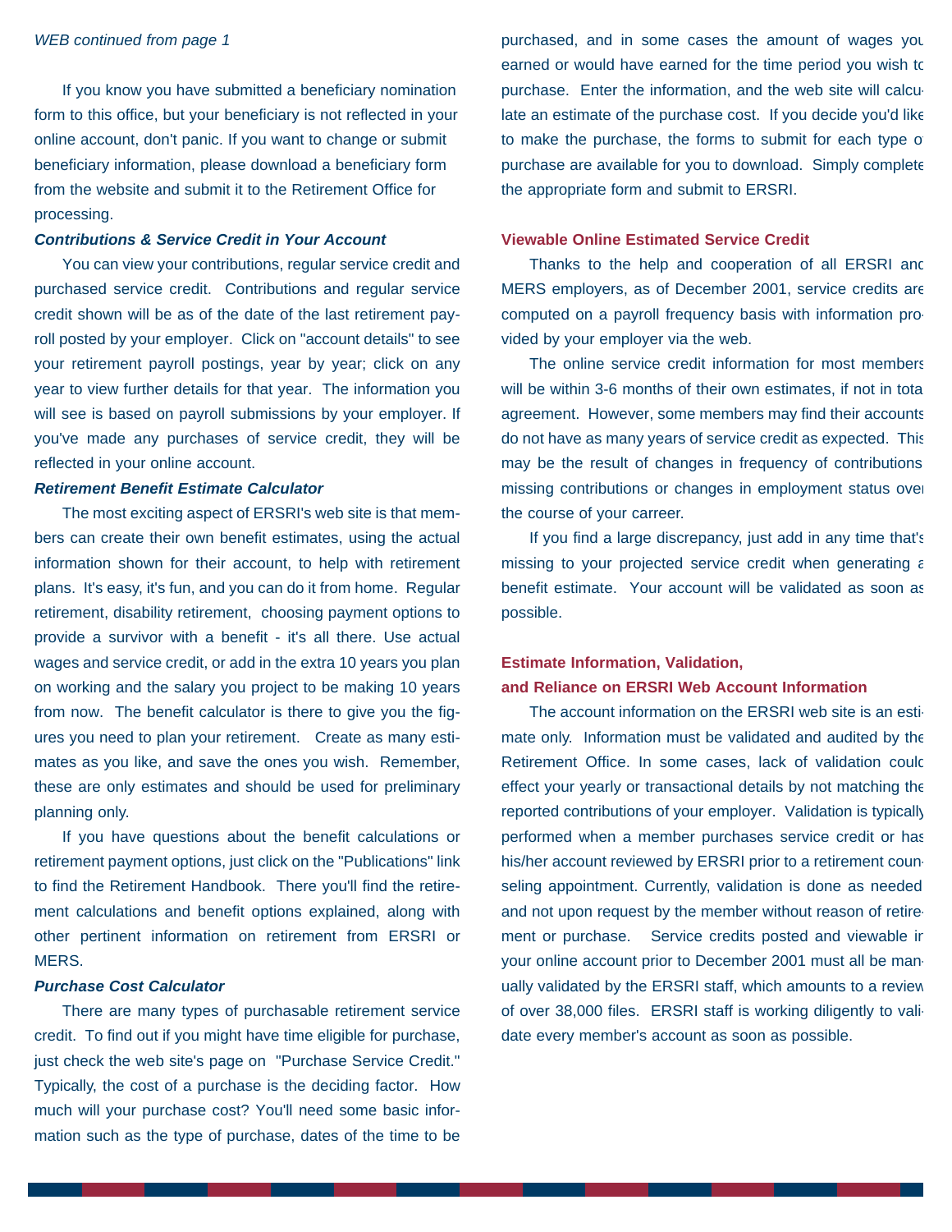*WEB continued from page 1*

If you know you have submitted a beneficiary nomination form to this office, but your beneficiary is not reflected in your online account, don't panic. If you want to change or submit beneficiary information, please download a beneficiary form from the website and submit it to the Retirement Office for processing.

***Contributions & Service Credit in Your Account***

You can view your contributions, regular service credit and purchased service credit. Contributions and regular service credit shown will be as of the date of the last retirement payroll posted by your employer. Click on "account details" to see your retirement payroll postings, year by year; click on any year to view further details for that year. The information you will see is based on payroll submissions by your employer. If you've made any purchases of service credit, they will be reflected in your online account.

***Retirement Benefit Estimate Calculator***

The most exciting aspect of ERSRI's web site is that members can create their own benefit estimates, using the actual information shown for their account, to help with retirement plans. It's easy, it's fun, and you can do it from home. Regular retirement, disability retirement, choosing payment options to provide a survivor with a benefit - it's all there. Use actual wages and service credit, or add in the extra 10 years you plan on working and the salary you project to be making 10 years from now. The benefit calculator is there to give you the figures you need to plan your retirement. Create as many estimates as you like, and save the ones you wish. Remember, these are only estimates and should be used for preliminary planning only.

If you have questions about the benefit calculations or retirement payment options, just click on the "Publications" link to find the Retirement Handbook. There you'll find the retirement calculations and benefit options explained, along with other pertinent information on retirement from ERSRI or MERS.

***Purchase Cost Calculator***

There are many types of purchasable retirement service credit. To find out if you might have time eligible for purchase, just check the web site's page on "Purchase Service Credit." Typically, the cost of a purchase is the deciding factor. How much will your purchase cost? You'll need some basic information such as the type of purchase, dates of the time to be purchased, and in some cases the amount of wages you earned or would have earned for the time period you wish to purchase. Enter the information, and the web site will calculate an estimate of the purchase cost. If you decide you'd like to make the purchase, the forms to submit for each type of purchase are available for you to download. Simply complete the appropriate form and submit to ERSRI.

**Viewable Online Estimated Service Credit**

Thanks to the help and cooperation of all ERSRI and MERS employers, as of December 2001, service credits are computed on a payroll frequency basis with information provided by your employer via the web.

The online service credit information for most members will be within 3-6 months of their own estimates, if not in total agreement. However, some members may find their accounts do not have as many years of service credit as expected. This may be the result of changes in frequency of contributions, missing contributions or changes in employment status over the course of your carreer.

If you find a large discrepancy, just add in any time that's missing to your projected service credit when generating a benefit estimate. Your account will be validated as soon as possible.

**Estimate Information, Validation,
and Reliance on ERSRI Web Account Information**

The account information on the ERSRI web site is an estimate only. Information must be validated and audited by the Retirement Office. In some cases, lack of validation could effect your yearly or transactional details by not matching the reported contributions of your employer. Validation is typically performed when a member purchases service credit or has his/her account reviewed by ERSRI prior to a retirement counseling appointment. Currently, validation is done as needed and not upon request by the member without reason of retirement or purchase. Service credits posted and viewable in your online account prior to December 2001 must all be manually validated by the ERSRI staff, which amounts to a review of over 38,000 files. ERSRI staff is working diligently to validate every member's account as soon as possible.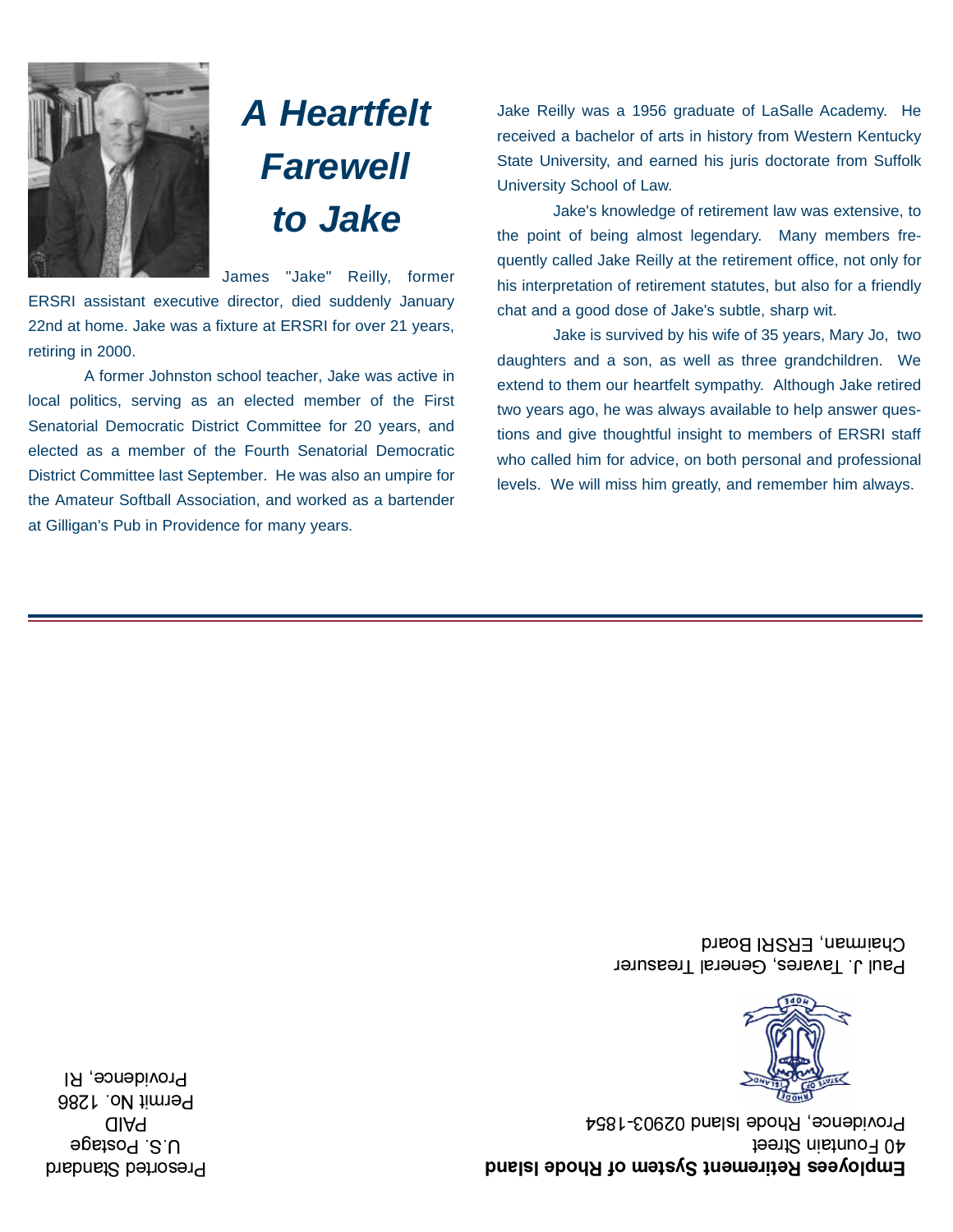# A Heartfelt Farewell to Jake

James "Jake" Reilly, former ERSRI assistant executive director, died suddenly January 22nd at home. Jake was a fixture at ERSRI for over 21 years, retiring in 2000.

A former Johnston school teacher, Jake was active in local politics, serving as an elected member of the First Senatorial Democratic District Committee for 20 years, and elected as a member of the Fourth Senatorial Democratic District Committee last September. He was also an umpire for the Amateur Softball Association, and worked as a bartender at Gilligan's Pub in Providence for many years.

Jake Reilly was a 1956 graduate of LaSalle Academy. He received a bachelor of arts in history from Western Kentucky State University, and earned his juris doctorate from Suffolk University School of Law.

Jake's knowledge of retirement law was extensive, to the point of being almost legendary. Many members frequently called Jake Reilly at the retirement office, not only for his interpretation of retirement statutes, but also for a friendly chat and a good dose of Jake's subtle, sharp wit.

Jake is survived by his wife of 35 years, Mary Jo, two daughters and a son, as well as three grandchildren. We extend to them our heartfelt sympathy. Although Jake retired two years ago, he was always available to help answer questions and give thoughtful insight to members of ERSRI staff who called him for advice, on both personal and professional levels. We will miss him greatly, and remember him always.

---

Paul J. Tavares, General Treasurer
Chairman, ERSRI Board

**Employees Retirement System of Rhode Island**
40 Fountain Street
Providence, Rhode Island 02903-1854

Presorted Standard
U.S. Postage
PAID
Permit No. 1286
Providence, RI